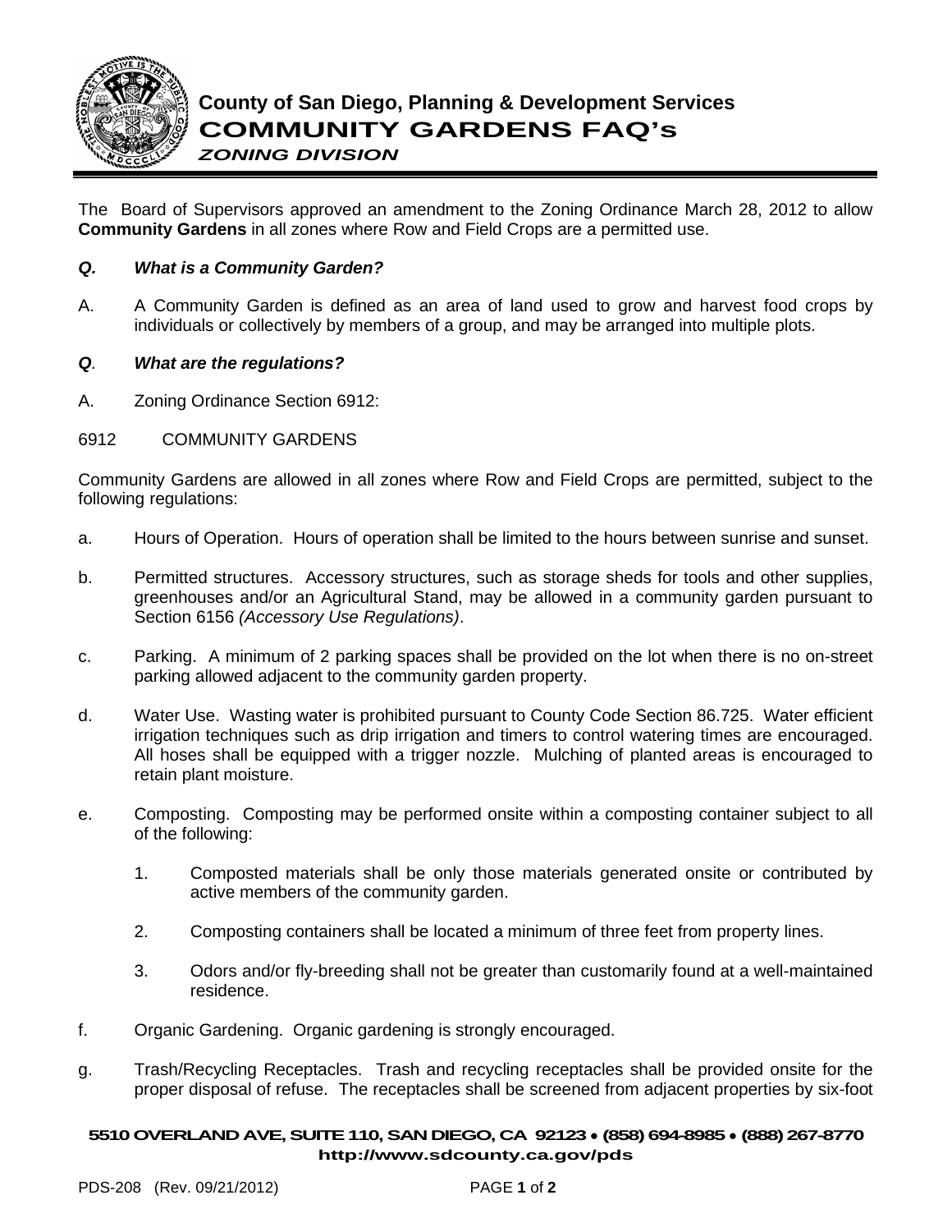# County of San Diego, Planning & Development Services

## COMMUNITY GARDENS FAQ's

### *ZONING DIVISION*

The Board of Supervisors approved an amendment to the Zoning Ordinance March 28, 2012 to allow **Community Gardens** in all zones where Row and Field Crops are a permitted use.

***Q. What is a Community Garden?***

A. A Community Garden is defined as an area of land used to grow and harvest food crops by individuals or collectively by members of a group, and may be arranged into multiple plots.

***Q. What are the regulations?***

A. Zoning Ordinance Section 6912:

6912 COMMUNITY GARDENS

Community Gardens are allowed in all zones where Row and Field Crops are permitted, subject to the following regulations:

a. Hours of Operation. Hours of operation shall be limited to the hours between sunrise and sunset.

b. Permitted structures. Accessory structures, such as storage sheds for tools and other supplies, greenhouses and/or an Agricultural Stand, may be allowed in a community garden pursuant to Section 6156 *(Accessory Use Regulations)*.

c. Parking. A minimum of 2 parking spaces shall be provided on the lot when there is no on-street parking allowed adjacent to the community garden property.

d. Water Use. Wasting water is prohibited pursuant to County Code Section 86.725. Water efficient irrigation techniques such as drip irrigation and timers to control watering times are encouraged. All hoses shall be equipped with a trigger nozzle. Mulching of planted areas is encouraged to retain plant moisture.

e. Composting. Composting may be performed onsite within a composting container subject to all of the following:

   1. Composted materials shall be only those materials generated onsite or contributed by active members of the community garden.

   2. Composting containers shall be located a minimum of three feet from property lines.

   3. Odors and/or fly-breeding shall not be greater than customarily found at a well-maintained residence.

f. Organic Gardening. Organic gardening is strongly encouraged.

g. Trash/Recycling Receptacles. Trash and recycling receptacles shall be provided onsite for the proper disposal of refuse. The receptacles shall be screened from adjacent properties by six-foot

**5510 OVERLAND AVE, SUITE 110, SAN DIEGO, CA 92123 • (858) 694-8985 • (888) 267-8770**
**http://www.sdcounty.ca.gov/pds**

PDS-208 (Rev. 09/21/2012)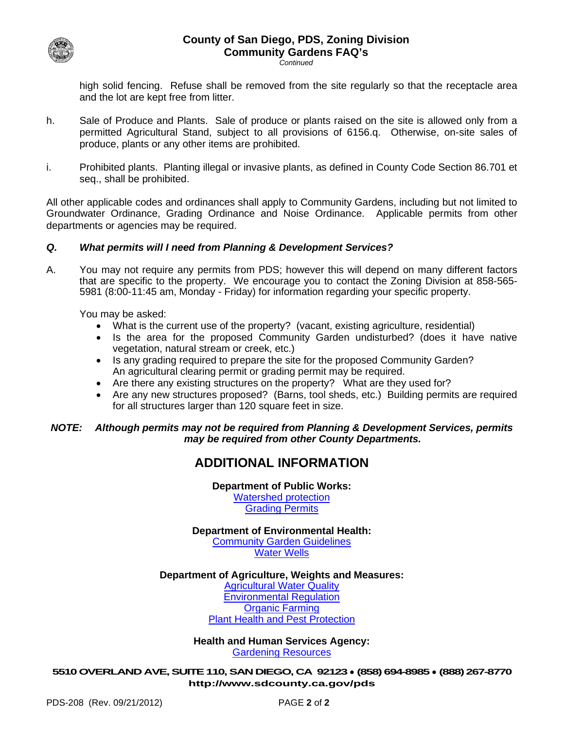high solid fencing. Refuse shall be removed from the site regularly so that the receptacle area and the lot are kept free from litter.

h. Sale of Produce and Plants. Sale of produce or plants raised on the site is allowed only from a permitted Agricultural Stand, subject to all provisions of 6156.q. Otherwise, on-site sales of produce, plants or any other items are prohibited.

i. Prohibited plants. Planting illegal or invasive plants, as defined in County Code Section 86.701 et seq., shall be prohibited.

All other applicable codes and ordinances shall apply to Community Gardens, including but not limited to Groundwater Ordinance, Grading Ordinance and Noise Ordinance. Applicable permits from other departments or agencies may be required.

***Q. What permits will I need from Planning & Development Services?***

A. You may not require any permits from PDS; however this will depend on many different factors that are specific to the property. We encourage you to contact the Zoning Division at 858-565-5981 (8:00-11:45 am, Monday - Friday) for information regarding your specific property.

You may be asked:

- What is the current use of the property? (vacant, existing agriculture, residential)
- Is the area for the proposed Community Garden undisturbed? (does it have native vegetation, natural stream or creek, etc.)
- Is any grading required to prepare the site for the proposed Community Garden? An agricultural clearing permit or grading permit may be required.
- Are there any existing structures on the property? What are they used for?
- Are any new structures proposed? (Barns, tool sheds, etc.) Building permits are required for all structures larger than 120 square feet in size.

***NOTE: Although permits may not be required from Planning & Development Services, permits may be required from other County Departments.***

## ADDITIONAL INFORMATION

**Department of Public Works:**
Watershed protection
Grading Permits

**Department of Environmental Health:**
Community Garden Guidelines
Water Wells

**Department of Agriculture, Weights and Measures:**
Agricultural Water Quality
Environmental Regulation
Organic Farming
Plant Health and Pest Protection

**Health and Human Services Agency:**
Gardening Resources

**5510 OVERLAND AVE, SUITE 110, SAN DIEGO, CA 92123 • (858) 694-8985 • (888) 267-8770**
**http://www.sdcounty.ca.gov/pds**

PDS-208 (Rev. 09/21/2012)